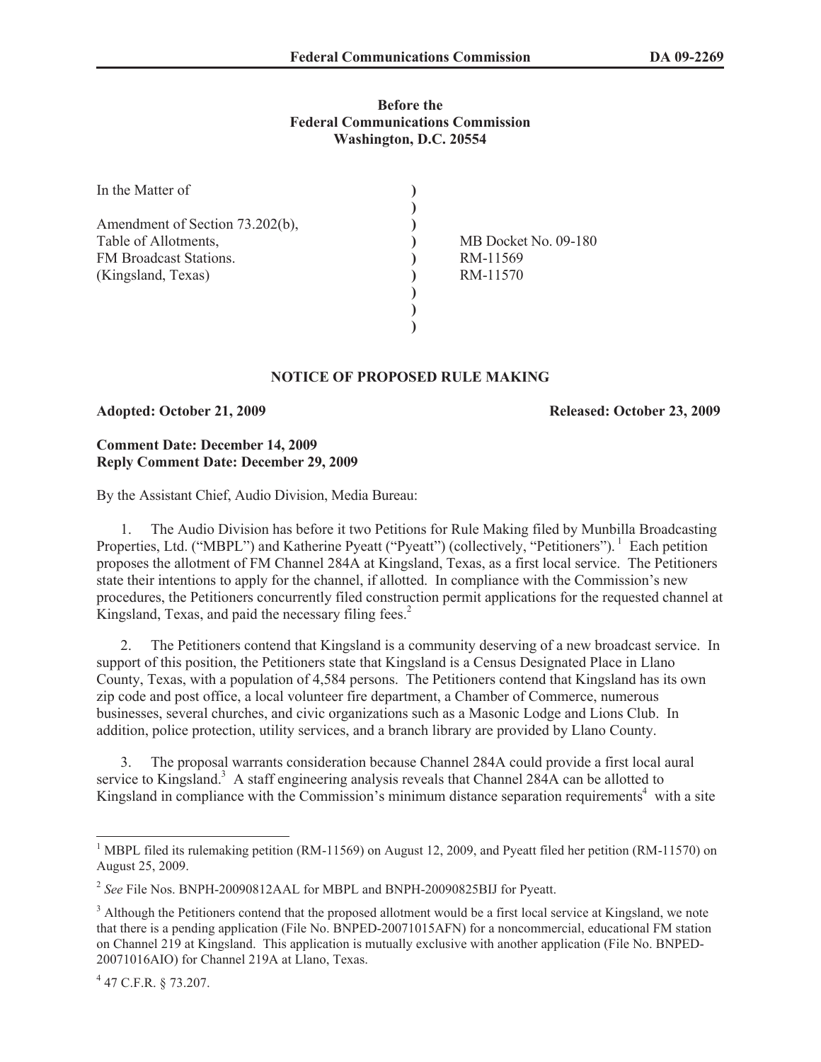**Before the**
**Federal Communications Commission**
**Washington, D.C. 20554**

| | | |
|---|---|---|
| In the Matter of | ) | |
| | ) | |
| Amendment of Section 73.202(b), | ) | |
| Table of Allotments, | ) | MB Docket No. 09-180 |
| FM Broadcast Stations. | ) | RM-11569 |
| (Kingsland, Texas) | ) | RM-11570 |
| | ) | |
| | ) | |
| | ) | |

## NOTICE OF PROPOSED RULE MAKING

**Adopted: October 21, 2009** **Released: October 23, 2009**

**Comment Date: December 14, 2009**
**Reply Comment Date: December 29, 2009**

By the Assistant Chief, Audio Division, Media Bureau:

1. The Audio Division has before it two Petitions for Rule Making filed by Munbilla Broadcasting Properties, Ltd. ("MBPL") and Katherine Pyeatt ("Pyeatt") (collectively, "Petitioners").[1] Each petition proposes the allotment of FM Channel 284A at Kingsland, Texas, as a first local service. The Petitioners state their intentions to apply for the channel, if allotted. In compliance with the Commission's new procedures, the Petitioners concurrently filed construction permit applications for the requested channel at Kingsland, Texas, and paid the necessary filing fees.[2]

2. The Petitioners contend that Kingsland is a community deserving of a new broadcast service. In support of this position, the Petitioners state that Kingsland is a Census Designated Place in Llano County, Texas, with a population of 4,584 persons. The Petitioners contend that Kingsland has its own zip code and post office, a local volunteer fire department, a Chamber of Commerce, numerous businesses, several churches, and civic organizations such as a Masonic Lodge and Lions Club. In addition, police protection, utility services, and a branch library are provided by Llano County.

3. The proposal warrants consideration because Channel 284A could provide a first local aural service to Kingsland.[3] A staff engineering analysis reveals that Channel 284A can be allotted to Kingsland in compliance with the Commission's minimum distance separation requirements[4] with a site

[1] MBPL filed its rulemaking petition (RM-11569) on August 12, 2009, and Pyeatt filed her petition (RM-11570) on August 25, 2009.

[2] *See* File Nos. BNPH-20090812AAL for MBPL and BNPH-20090825BIJ for Pyeatt.

[3] Although the Petitioners contend that the proposed allotment would be a first local service at Kingsland, we note that there is a pending application (File No. BNPED-20071015AFN) for a noncommercial, educational FM station on Channel 219 at Kingsland. This application is mutually exclusive with another application (File No. BNPED-20071016AIO) for Channel 219A at Llano, Texas.

[4] 47 C.F.R. § 73.207.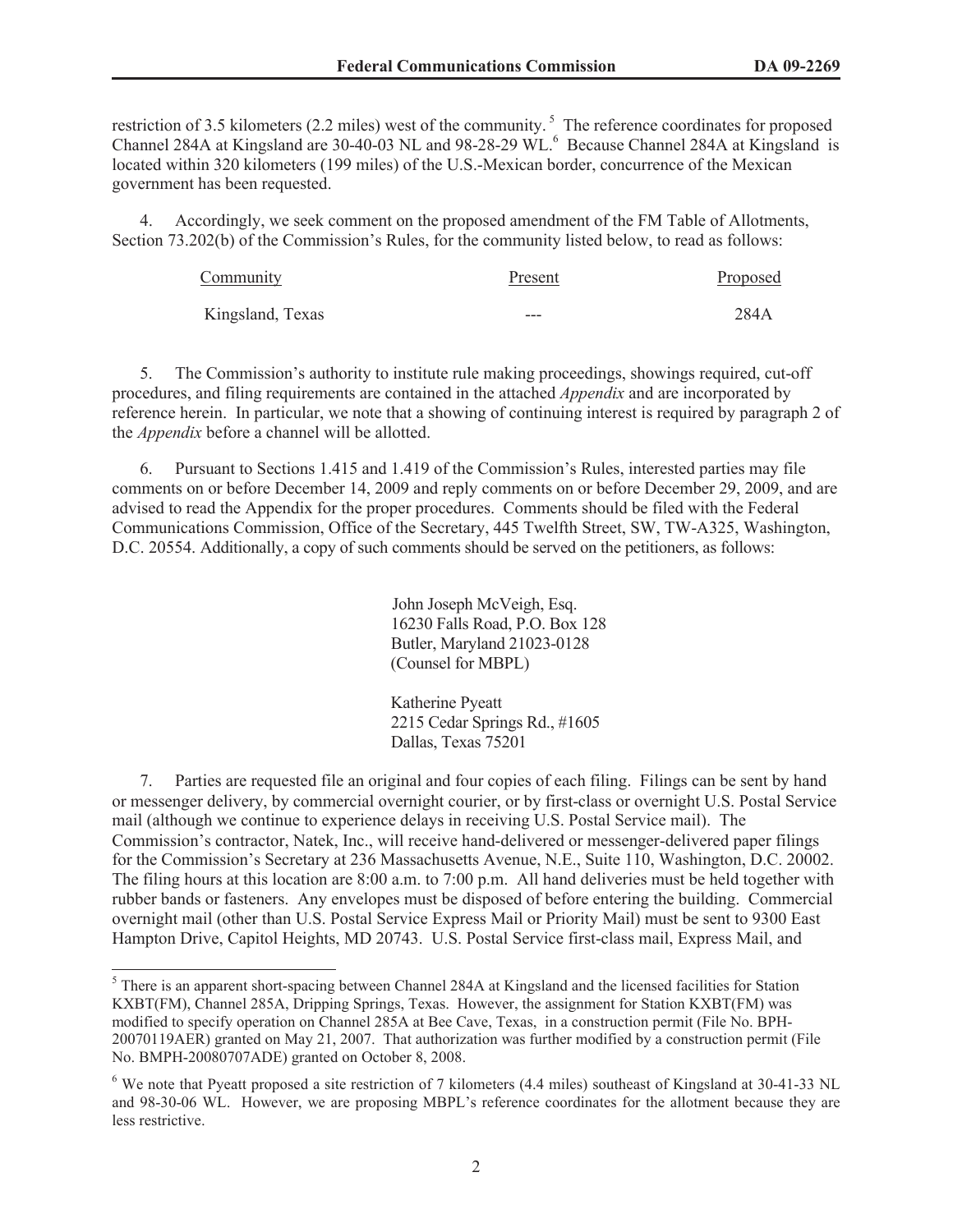restriction of 3.5 kilometers (2.2 miles) west of the community.[5] The reference coordinates for proposed Channel 284A at Kingsland are 30-40-03 NL and 98-28-29 WL.[6] Because Channel 284A at Kingsland is located within 320 kilometers (199 miles) of the U.S.-Mexican border, concurrence of the Mexican government has been requested.

4. Accordingly, we seek comment on the proposed amendment of the FM Table of Allotments, Section 73.202(b) of the Commission's Rules, for the community listed below, to read as follows:

| Community | Present | Proposed |
|---|---|---|
| Kingsland, Texas | --- | 284A |

5. The Commission's authority to institute rule making proceedings, showings required, cut-off procedures, and filing requirements are contained in the attached *Appendix* and are incorporated by reference herein. In particular, we note that a showing of continuing interest is required by paragraph 2 of the *Appendix* before a channel will be allotted.

6. Pursuant to Sections 1.415 and 1.419 of the Commission's Rules, interested parties may file comments on or before December 14, 2009 and reply comments on or before December 29, 2009, and are advised to read the Appendix for the proper procedures. Comments should be filed with the Federal Communications Commission, Office of the Secretary, 445 Twelfth Street, SW, TW-A325, Washington, D.C. 20554. Additionally, a copy of such comments should be served on the petitioners, as follows:

John Joseph McVeigh, Esq.
16230 Falls Road, P.O. Box 128
Butler, Maryland 21023-0128
(Counsel for MBPL)

Katherine Pyeatt
2215 Cedar Springs Rd., #1605
Dallas, Texas 75201

7. Parties are requested file an original and four copies of each filing. Filings can be sent by hand or messenger delivery, by commercial overnight courier, or by first-class or overnight U.S. Postal Service mail (although we continue to experience delays in receiving U.S. Postal Service mail). The Commission's contractor, Natek, Inc., will receive hand-delivered or messenger-delivered paper filings for the Commission's Secretary at 236 Massachusetts Avenue, N.E., Suite 110, Washington, D.C. 20002. The filing hours at this location are 8:00 a.m. to 7:00 p.m. All hand deliveries must be held together with rubber bands or fasteners. Any envelopes must be disposed of before entering the building. Commercial overnight mail (other than U.S. Postal Service Express Mail or Priority Mail) must be sent to 9300 East Hampton Drive, Capitol Heights, MD 20743. U.S. Postal Service first-class mail, Express Mail, and

---

[5] There is an apparent short-spacing between Channel 284A at Kingsland and the licensed facilities for Station KXBT(FM), Channel 285A, Dripping Springs, Texas. However, the assignment for Station KXBT(FM) was modified to specify operation on Channel 285A at Bee Cave, Texas, in a construction permit (File No. BPH-20070119AER) granted on May 21, 2007. That authorization was further modified by a construction permit (File No. BMPH-20080707ADE) granted on October 8, 2008.

[6] We note that Pyeatt proposed a site restriction of 7 kilometers (4.4 miles) southeast of Kingsland at 30-41-33 NL and 98-30-06 WL. However, we are proposing MBPL's reference coordinates for the allotment because they are less restrictive.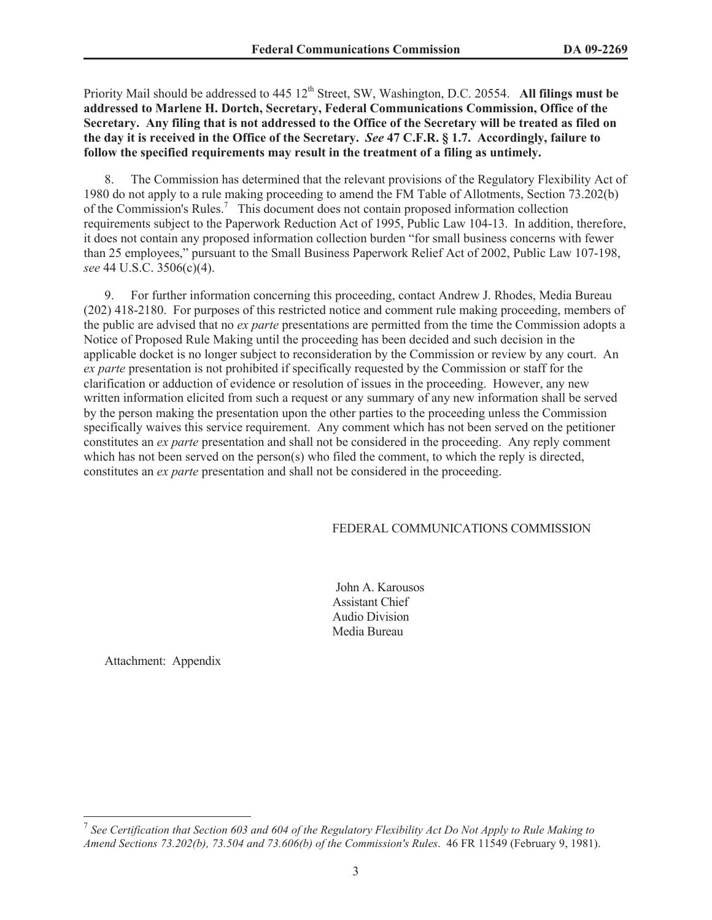Priority Mail should be addressed to 445 12th Street, SW, Washington, D.C. 20554. **All filings must be addressed to Marlene H. Dortch, Secretary, Federal Communications Commission, Office of the Secretary. Any filing that is not addressed to the Office of the Secretary will be treated as filed on the day it is received in the Office of the Secretary.** ***See*** **47 C.F.R. § 1.7. Accordingly, failure to follow the specified requirements may result in the treatment of a filing as untimely.**

8. The Commission has determined that the relevant provisions of the Regulatory Flexibility Act of 1980 do not apply to a rule making proceeding to amend the FM Table of Allotments, Section 73.202(b) of the Commission's Rules.[7] This document does not contain proposed information collection requirements subject to the Paperwork Reduction Act of 1995, Public Law 104-13. In addition, therefore, it does not contain any proposed information collection burden "for small business concerns with fewer than 25 employees," pursuant to the Small Business Paperwork Relief Act of 2002, Public Law 107-198, *see* 44 U.S.C. 3506(c)(4).

9. For further information concerning this proceeding, contact Andrew J. Rhodes, Media Bureau (202) 418-2180. For purposes of this restricted notice and comment rule making proceeding, members of the public are advised that no *ex parte* presentations are permitted from the time the Commission adopts a Notice of Proposed Rule Making until the proceeding has been decided and such decision in the applicable docket is no longer subject to reconsideration by the Commission or review by any court. An *ex parte* presentation is not prohibited if specifically requested by the Commission or staff for the clarification or adduction of evidence or resolution of issues in the proceeding. However, any new written information elicited from such a request or any summary of any new information shall be served by the person making the presentation upon the other parties to the proceeding unless the Commission specifically waives this service requirement. Any comment which has not been served on the petitioner constitutes an *ex parte* presentation and shall not be considered in the proceeding. Any reply comment which has not been served on the person(s) who filed the comment, to which the reply is directed, constitutes an *ex parte* presentation and shall not be considered in the proceeding.

FEDERAL COMMUNICATIONS COMMISSION

John A. Karousos
Assistant Chief
Audio Division
Media Bureau

Attachment: Appendix

---

[7] *See Certification that Section 603 and 604 of the Regulatory Flexibility Act Do Not Apply to Rule Making to Amend Sections 73.202(b), 73.504 and 73.606(b) of the Commission's Rules*. 46 FR 11549 (February 9, 1981).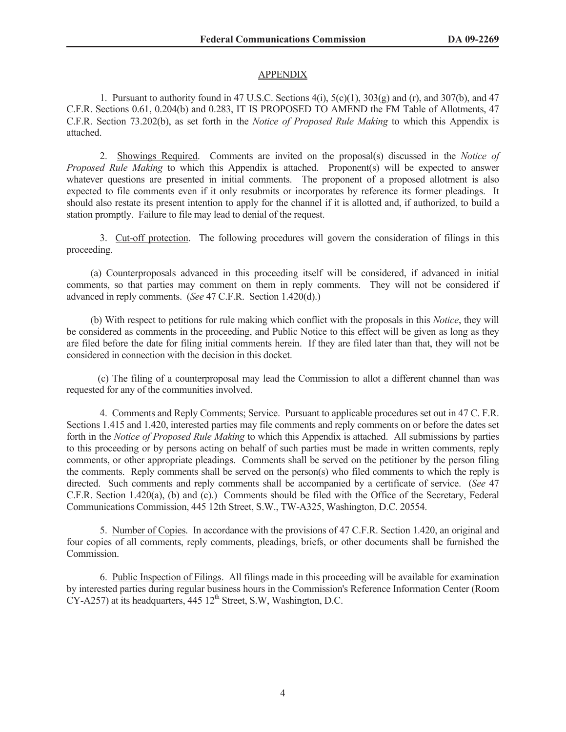## APPENDIX

1. Pursuant to authority found in 47 U.S.C. Sections 4(i), 5(c)(1), 303(g) and (r), and 307(b), and 47 C.F.R. Sections 0.61, 0.204(b) and 0.283, IT IS PROPOSED TO AMEND the FM Table of Allotments, 47 C.F.R. Section 73.202(b), as set forth in the *Notice of Proposed Rule Making* to which this Appendix is attached.

2. Showings Required. Comments are invited on the proposal(s) discussed in the *Notice of Proposed Rule Making* to which this Appendix is attached. Proponent(s) will be expected to answer whatever questions are presented in initial comments. The proponent of a proposed allotment is also expected to file comments even if it only resubmits or incorporates by reference its former pleadings. It should also restate its present intention to apply for the channel if it is allotted and, if authorized, to build a station promptly. Failure to file may lead to denial of the request.

3. Cut-off protection. The following procedures will govern the consideration of filings in this proceeding.

(a) Counterproposals advanced in this proceeding itself will be considered, if advanced in initial comments, so that parties may comment on them in reply comments. They will not be considered if advanced in reply comments. (*See* 47 C.F.R. Section 1.420(d).)

(b) With respect to petitions for rule making which conflict with the proposals in this *Notice*, they will be considered as comments in the proceeding, and Public Notice to this effect will be given as long as they are filed before the date for filing initial comments herein. If they are filed later than that, they will not be considered in connection with the decision in this docket.

(c) The filing of a counterproposal may lead the Commission to allot a different channel than was requested for any of the communities involved.

4. Comments and Reply Comments; Service. Pursuant to applicable procedures set out in 47 C. F.R. Sections 1.415 and 1.420, interested parties may file comments and reply comments on or before the dates set forth in the *Notice of Proposed Rule Making* to which this Appendix is attached. All submissions by parties to this proceeding or by persons acting on behalf of such parties must be made in written comments, reply comments, or other appropriate pleadings. Comments shall be served on the petitioner by the person filing the comments. Reply comments shall be served on the person(s) who filed comments to which the reply is directed. Such comments and reply comments shall be accompanied by a certificate of service. (*See* 47 C.F.R. Section 1.420(a), (b) and (c).) Comments should be filed with the Office of the Secretary, Federal Communications Commission, 445 12th Street, S.W., TW-A325, Washington, D.C. 20554.

5. Number of Copies. In accordance with the provisions of 47 C.F.R. Section 1.420, an original and four copies of all comments, reply comments, pleadings, briefs, or other documents shall be furnished the Commission.

6. Public Inspection of Filings. All filings made in this proceeding will be available for examination by interested parties during regular business hours in the Commission's Reference Information Center (Room CY-A257) at its headquarters, 445 12th Street, S.W, Washington, D.C.